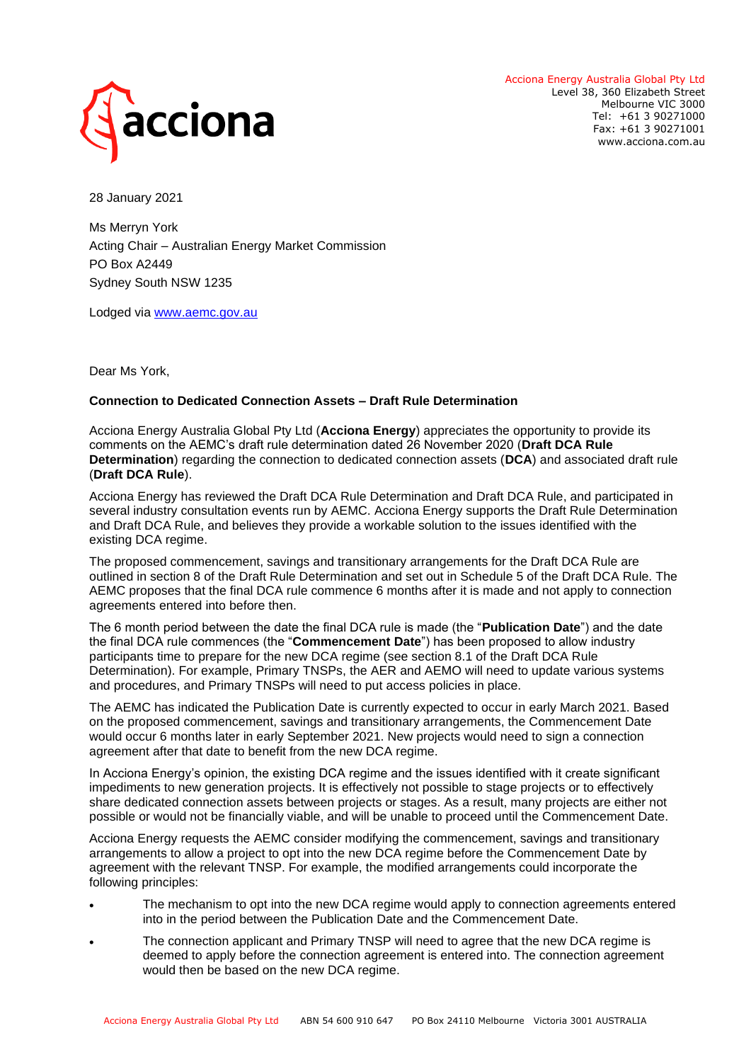Acciona Energy Australia Global Pty Ltd
Level 38, 360 Elizabeth Street
Melbourne VIC 3000
Tel: +61 3 90271000
Fax: +61 3 90271001
www.acciona.com.au

28 January 2021

Ms Merryn York
Acting Chair – Australian Energy Market Commission
PO Box A2449
Sydney South NSW 1235

Lodged via [www.aemc.gov.au](www.aemc.gov.au)

Dear Ms York,

**Connection to Dedicated Connection Assets – Draft Rule Determination**

Acciona Energy Australia Global Pty Ltd (**Acciona Energy**) appreciates the opportunity to provide its comments on the AEMC's draft rule determination dated 26 November 2020 (**Draft DCA Rule Determination**) regarding the connection to dedicated connection assets (**DCA**) and associated draft rule (**Draft DCA Rule**).

Acciona Energy has reviewed the Draft DCA Rule Determination and Draft DCA Rule, and participated in several industry consultation events run by AEMC. Acciona Energy supports the Draft Rule Determination and Draft DCA Rule, and believes they provide a workable solution to the issues identified with the existing DCA regime.

The proposed commencement, savings and transitionary arrangements for the Draft DCA Rule are outlined in section 8 of the Draft Rule Determination and set out in Schedule 5 of the Draft DCA Rule. The AEMC proposes that the final DCA rule commence 6 months after it is made and not apply to connection agreements entered into before then.

The 6 month period between the date the final DCA rule is made (the "**Publication Date**") and the date the final DCA rule commences (the "**Commencement Date**") has been proposed to allow industry participants time to prepare for the new DCA regime (see section 8.1 of the Draft DCA Rule Determination). For example, Primary TNSPs, the AER and AEMO will need to update various systems and procedures, and Primary TNSPs will need to put access policies in place.

The AEMC has indicated the Publication Date is currently expected to occur in early March 2021. Based on the proposed commencement, savings and transitionary arrangements, the Commencement Date would occur 6 months later in early September 2021. New projects would need to sign a connection agreement after that date to benefit from the new DCA regime.

In Acciona Energy's opinion, the existing DCA regime and the issues identified with it create significant impediments to new generation projects. It is effectively not possible to stage projects or to effectively share dedicated connection assets between projects or stages. As a result, many projects are either not possible or would not be financially viable, and will be unable to proceed until the Commencement Date.

Acciona Energy requests the AEMC consider modifying the commencement, savings and transitionary arrangements to allow a project to opt into the new DCA regime before the Commencement Date by agreement with the relevant TNSP. For example, the modified arrangements could incorporate the following principles:

- The mechanism to opt into the new DCA regime would apply to connection agreements entered into in the period between the Publication Date and the Commencement Date.
- The connection applicant and Primary TNSP will need to agree that the new DCA regime is deemed to apply before the connection agreement is entered into. The connection agreement would then be based on the new DCA regime.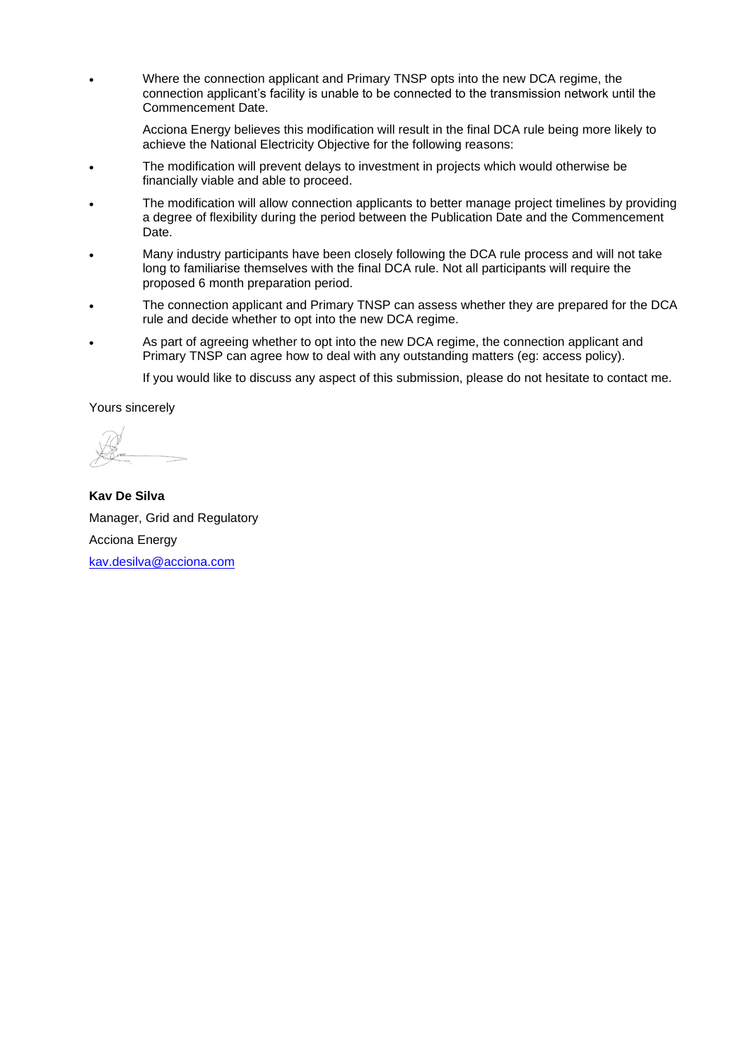- Where the connection applicant and Primary TNSP opts into the new DCA regime, the connection applicant's facility is unable to be connected to the transmission network until the Commencement Date.

  Acciona Energy believes this modification will result in the final DCA rule being more likely to achieve the National Electricity Objective for the following reasons:

- The modification will prevent delays to investment in projects which would otherwise be financially viable and able to proceed.
- The modification will allow connection applicants to better manage project timelines by providing a degree of flexibility during the period between the Publication Date and the Commencement Date.
- Many industry participants have been closely following the DCA rule process and will not take long to familiarise themselves with the final DCA rule. Not all participants will require the proposed 6 month preparation period.
- The connection applicant and Primary TNSP can assess whether they are prepared for the DCA rule and decide whether to opt into the new DCA regime.
- As part of agreeing whether to opt into the new DCA regime, the connection applicant and Primary TNSP can agree how to deal with any outstanding matters (eg: access policy).

  If you would like to discuss any aspect of this submission, please do not hesitate to contact me.

Yours sincerely

**Kav De Silva**

Manager, Grid and Regulatory

Acciona Energy

kav.desilva@acciona.com